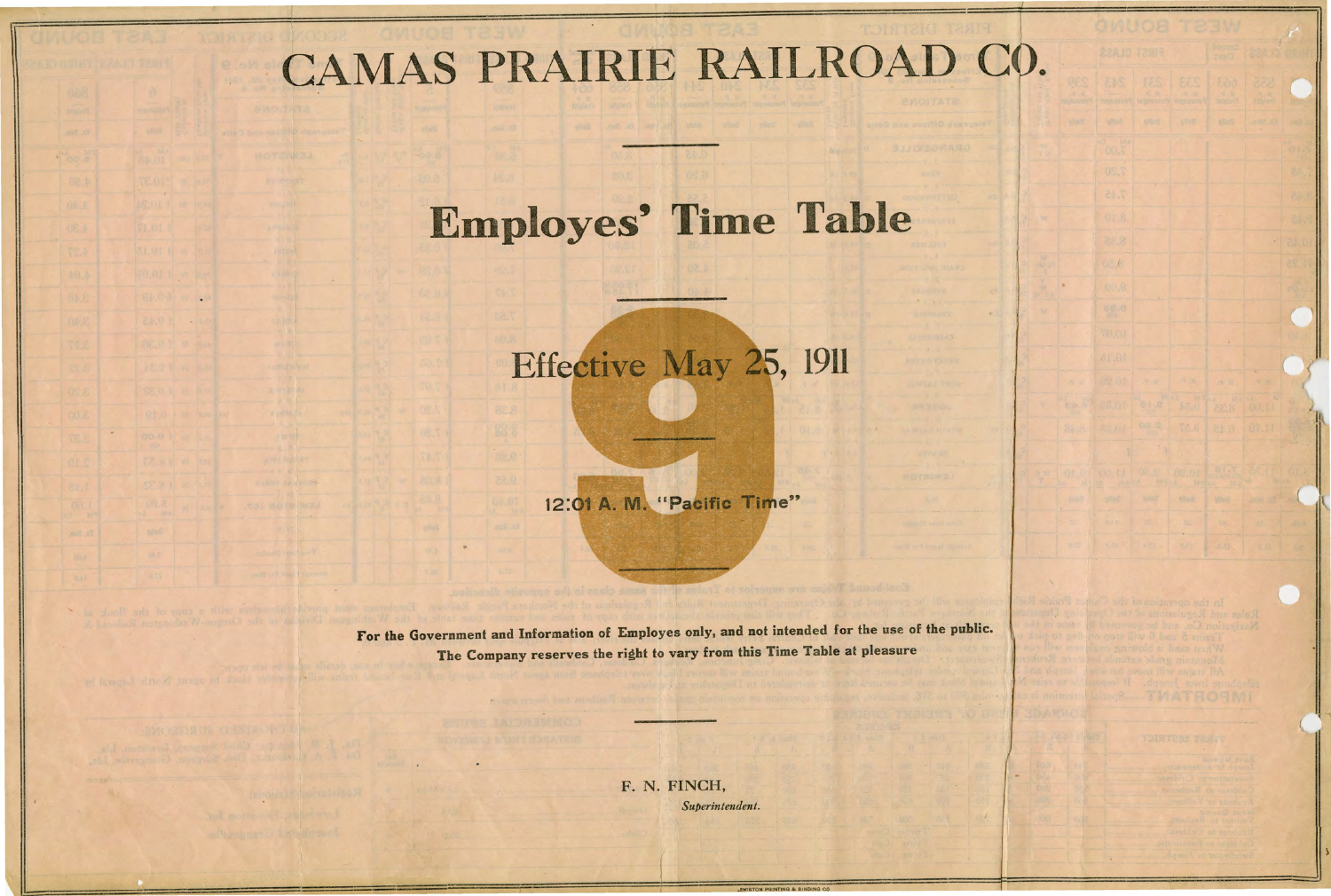# CAMAS PRAIRIE RAILROAD CO.

## Employes' Time Table

# 9

### Effective May 25, 1911

12:01 A. M. "Pacific Time"

**For the Government and Information of Employes only, and not intended for the use of the public.**

**The Company reserves the right to vary from this Time Table at pleasure**

F. N. FINCH,
*Superintendent.*

LEWISTON PRINTING & BINDING CO.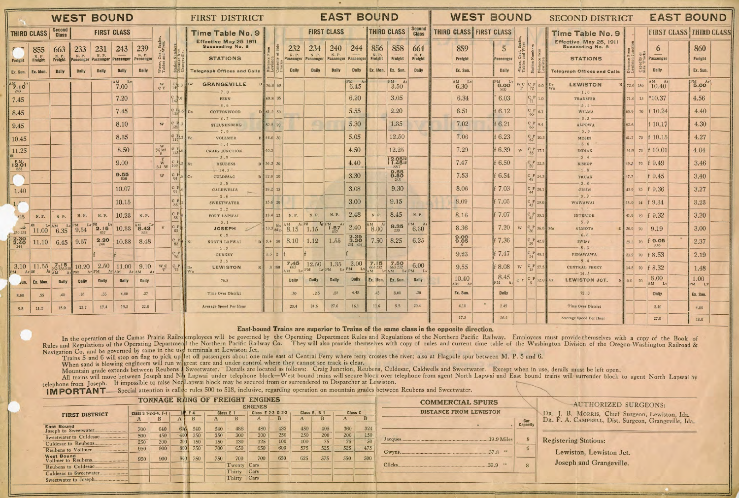# FIRST DISTRICT

**Time Table No. 9**
Effective May 25 1911
Succeeding No. 8

| WEST BOUND Third Class 857 Freight | Third Class 855 N.P. Freight | Second Class 663 N.P. Freight | First Class 233 N.P. Passenger | First Class 231 N.P. Passenger | First Class 243 Passenger | First Class 239 N.P. Passenger | Water, Coal, Scales, Tables and Wyes | Station Numbers | Distance from Grangeville | STATIONS — Telegraph Offices and Calls | Distance from Lewiston | Capacity of Side Tracks | EAST BOUND First Class 232 N.P. Passenger | First Class 234 N.P. Passenger | First Class 240 N.P. Passenger | First Class 244 Passenger | Third Class 856 N.P. Freight | Third Class 858 Freight | Second Class 664 N.P. Freight |
|---|---|---|---|---|---|---|---|---|---|---|---|---|---|---|---|---|---|---|---|
| Ex. Sun. | Ex. Mon. | Daily | Daily | Daily | Daily | Daily | | | | | | | Daily | Daily | Daily | Daily | Ex. Mon. | Ex. Sun. | Daily |
| AM Lv 7.10 243 | | | | | AM Lv 7.00 | | W C Y | C 14 | 0.0 | Ge GRANGEVILLE D | 76.8 | 60 | | | | PM Ar 6.45 | | PM Ar 3.50 | |
| | | | | | | | | | | 7.0 | | | | | | | | | |
| 7.45 | | | | | 7.20 | | | C 142 | 7.0 | FENN | 69.8 | 35 | | | | 6.20 | | 3.05 | |
| | | | | | | | | | | 8.6 | | | | | | | | | |
| 8.45 | | | | | 7.45 | | | C 133 | 15.6 | Co COTTONWOOD D | 61.2 | 50 | | | | 5.55 | | 2.20 | |
| | | | | | | | | | | 8.7 | | | | | | | | | |
| 9.45 | | | | | 8.10 | | W | C P 125 | 24.3 | STEUNENBERG | 52.5 | 20 | | | | 5.30 | | 1.35 | |
| | | | | | | | | | | 7.9 | | | | | | | | | |
| 10.45 | | | | | 8.35 | | | C 117 | 32.2 | Vo VOLLMER D | 44.6 | 30 | | | | 5.05 | | 12.50 | |
| | | | | | | | | | | 4.4 | | | | | | | | | |
| 11.25 AM | | | | | 8.50 | | W ¾ Mi E | C 113 | 36.6 | CRAIG JUNCTION | 40.2 | | | | | 4.50 | | 12.25 | |
| | | | | | | | | | | 3.9 | | | | | | | | | |
| P.M. 12.01 858 | | | | | 9.00 | | Y W 6.1 W | C 109 | 40.5 | Ru REUBENS D | 36.3 | 30 | | | | 4.40 | | 12.05 AM 11.45 AM 857 | |
| | | | | | | | | | | 14.3 | | | | | | | | | |
| | | | | | 9.55 858 | | W | C P 94 | 54.8 | Cu CULDESAC D | 22.0 | 20 | | | | 3.30 | | 9.55 9.50 243 | |
| | | | | | | | | | | 5.8 | | | | | | | | | |
| 1.40 | | | | | 10.07 | | | C P 91 | 60.6 | CALDWELLS | 18.2 | 15 | | | | 3.08 | | 9.30 | |
| | | | | | | | | | | 2.6 | | | | | | | | | |
| 1.? | | | | | 10.15 | | | C P 88 | 63.2 | SWEETWATER | 15.6 | 20 | | | | 3.00 | | 9.15 | |
| | | | | | | | | | | 2.2 | | | | | | | | | |
| ?05 | N.P. | N.P. | N.P. | N.P. | 10.23 | N.P. | | C P 86 | 65.4 | FORT LAPWAI | 13.4 | 12 | N.P. | N.P. | N.P. | 2.48 | N.P. | 8.45 | N.P. |
| | | | | | | | | | | 3.1 | | | | | | | | | |
| ?.?? 240 231 | AM Lv 11.00 | AM Lv 6.35 | PM Lv 9.54 | PM Lv 2.15 857 | 10.33 | AM 8.43 858 | Y | C P 83 | 68.5 | JOSEPH | 10.3 | No sdg. | AM Ar 8.15 | PM Ar 1.15 | PM Ar 1.57 857 | 2.40 | AM 8.00 | 8.35 239 | PM Ar 6.30 |
| | | | | | | | | | | 0.9 | | | | | | | | | |
| 2.30 2.40 244 | 11.10 | 6.45 | 9.57 | 2.20 244 | 10.38 | 8.48 | | C P 82 | 69.4 | Ni NORTH LAPWAI D | 9.4 | 50 | 8.10 | 1.12 | 1.55 | 2.35 2.20 231 857 | 7.50 | 8.25 | 6.25 |
| | | | | | | | | | | 5.9 | | | | | | | | | |
| | | | f | f | | | | C P 76 | 75.3 | GURNEY | 3.5 | 2 | f | f | | | | | |
| | | | | | | | | | | 3.5 | | | | | | | | | |
| PM Ar 3.10 | AM Ar 11.55 | AM Ar 7.15 232 856 858 | PM Ar 10.20 | PM Ar 2.50 | AM Ar 11.00 | AM Ar 9.10 | W C | C P 72 | 76.8 | De Wn LEWISTON N | .0 | 180 | AM Lv 7.45 663 | PM Lv 12.50 | PM Lv 1.35 | PM Lv 2.00 | AM Lv 7.15 663 232 | AM Lv 7.50 663 232 | PM Lv 6.00 |
| Ex. Sun. | Ex. Mon. | Daily | Daily | Daily | Daily | Daily | | | | 76.8 | | | Daily | Daily | Daily | Daily | Ex. Mon. | Ex. Sun. | Daily |
| 8.00 | .55 | .40 | .26 | .35 | 4.00 | .27 | | | | Time Over District | | | .30 | .25 | .22 | 4.45 | .45 | 8.00 | .30 |
| 9.5 | 11.2 | 15.0 | 23.7 | 17.4 | 19.2 | 22.8 | | | | Average Speed Per Hour | | | 20.4 | 24.6 | 27.6 | 16.1 | 13.6 | 9.5 | 20.4 |

# SECOND DISTRICT

**Time Table No. 9**
Effective May 25, 1911
Succeeding No. 8

| WEST BOUND Third Class 859 Freight | First Class 5 Passenger | Water, Coal, Scales, Tables and Wyes | Station Numbers | Distance from Lewiston | STATIONS — Telegraph Offices and Calls | Distance from Lewiston Junction | Capacity of Side Tracks | EAST BOUND First Class 6 Passenger | Third Class 860 Freight |
|---|---|---|---|---|---|---|---|---|---|
| Ex. Sun. | Daily | | | | | | | Daily | Ex. Sun. |
| AM Lv 6.30 | PM Lv 6.00 860 | W C T | C P 72 | 0.0 | De Wn LEWISTON N | 72.0 | 180 | AM Ar 10.40 | PM Ar 5.00 5 |
| | | | | | 1.0 | | | | |
| 6.34 | 6.03 | | C P 71 | 1.0 | TRANSFER | 71.0 | 15 | *10.37 | 4.56 |
| | | | | | 5.1 | | | | |
| 6.51 | f 6.12 | | C P 66 | 6.1 | WILMA | 65.9 | 70 | f 10.24 | 4.40 |
| | | | | | 3.3 | | | | |
| 7.02 | f 6.21 | | C P 63 | 9.4 | ALPOWA | 62.6 | | f 10.17 | 4.30 |
| | | | | | 0.9 | | | | |
| 7.06 | f 6.23 | | C P 62 | 10.3 | MOSES | 61.7 | 70 | f 10.15 | 4.27 |
| | | | | | 6.8 | | | | |
| 7.29 | f 6.39 | W | C P 55 | 17.1 | INDIAN | 54.9 | 70 | f 10.01 | 4.04 |
| | | | | | 5.4 | | | | |
| 7.47 | f 6.50 | | C P 50 | 22.5 | BISHOP | 49.5 | 70 | f 9.49 | 3.46 |
| | | | | | 1.8 | | | | |
| 7.53 | f 6.54 | | C P 48 | 24.3 | TRUAX | 47.7 | | f 9.45 | 3.40 |
| | | | | | 3.8 | | | | |
| 8.06 | f 7.03 | | C P 44 | 28.1 | CRUM | 43.9 | 75 | f 9.36 | 3.27 |
| | | | | | 0.9 | | | | |
| 8.09 | f 7.05 | | C P 43 | 29.0 | WAWAWAI | 43.0 | 14 | f 9.34 | 3.23 |
| | | | | | 1.1 | | | | |
| 8.16 | f 7.07 | | C P 42 | 30.1 | INTERIOR | 41.9 | 19 | f 9.32 | 3.20 |
| | | | | | 5.9 | | | | |
| 8.36 | 7.20 | W | C P 36 | 36.0 | Ma ALMOTA D | 36.0 | 70 | 9.19 | 3.00 |
| | | | | | 6.8 | | | | |
| 9.00 9.05 6 | f 7.36 | | C P 29 | 42.8 | SWIFT | 29.2 | 70 | f 9.05 859 | 2.37 |
| | | | | | 5.3 | | | | |
| 9.23 | f 7.47 | | C P 24 | 48.1 | PENAWAWA | 23.9 | 70 | f 8.53 | 2.19 |
| | | | | | 9.4 | | | | |
| 9.55 | f 8.08 | W | C P 15 | 57.5 | CENTRAL FERRY | 14.5 | 70 | f 8.32 | 1.48 |
| | | | | | 14.5 | | | | |
| AM Ar 10.40 | PM Ar 8.45 | C Y | C P 0 | 72.0 | Ax LEWISTON JCT. N | 0.0 | 70 | AM Lv 8.00 | PM Lv 1.00 |
| Ex. Sun. | Daily | | | | 72.0 | | | Daily | Ex. Sun. |
| 4.10 | 2.45 | | | | Time Over District | | | 2.40 | 4.00 |
| 17.3 | 26.2 | | | | Average Speed Per Hour | | | 27.0 | 18.0 |

**East-bound Trains are superior to Trains of the same class in the opposite direction.**

In the operation of the Camas Prairie Railroad employees will be governed by the Operating Department Rules and Regulations of the Northern Pacific Railway. Employees must provide themselves with a copy of the Book of Rules and Regulations of the Operating Department of the Northern Pacific Railway Co. They will also provide themselves with copy of rules and current time table of the Washington Division of the Oregon-Washington Railroad & Navigation Co. and be governed by same in the use of terminals at Lewiston Jct.

Trains 5 and 6 will stop on flag to pick up and let off passengers about one mile east of Central Ferry where ferry crosses the river; also at Flagpole spur between M. P. 5 and 6.

When sand is blowing engineers will run with great care and under control where they cannot see track is clear.

Mountain grade extends between Reubens and Sweetwater. Derails are located as follows: Craig Junction, Reubens, Culdesac, Caldwells and Sweetwater. Except when in use, derails must be left open.

All trains will move between Joseph and North Lapwai under telephone block—West bound trains will secure block over telephone from agent North Lapwai and East bound trains will surrender block to agent North Lapwai by telephone from Joseph. If impossible to raise North Lapwai block may be secured from or surrendered to Dispatcher at Lewiston.

**IMPORTANT**—Special attention is called to rules 500 to 518, inclusive, regarding operation on mountain grades between Reubens and Sweetwater.

## TONNAGE RATING OF FREIGHT ENGINES

| FIRST DISTRICT | Class S 1-2-3-4, F-1 A | Class S 1-2-3-4, F-1 B | Cl. F 4 A | Cl. F 4 B | Class E 1 A | Class E 1 B | Class E 2-3 D 2-3 A | Class E 2-3 D 2-3 B | Class B, B 1 A | Class B, B 1 B | Class C A | Class C B |
|---|---|---|---|---|---|---|---|---|---|---|---|---|
| **East Bound** | | | | | | | | | | | | |
| Joseph to Sweetwater | 700 | 640 | 600 | 540 | 540 | 486 | 480 | 432 | 450 | 405 | 360 | 324 |
| Sweetwater to Culdesac | 500 | 450 | 400 | 350 | 350 | 300 | 300 | 250 | 250 | 200 | 200 | 150 |
| Culdesac to Reubens | 250 | 200 | 200 | 150 | 150 | 130 | 125 | 100 | 100 | 75 | 75 | 50 |
| Reubens to Vollmer | 950 | 900 | 800 | 750 | 700 | 650 | 650 | 600 | 575 | 525 | 525 | 475 |
| **West Bound** | | | | | | | | | | | | |
| Vollmer to Reubens | 950 | 900 | 800 | 750 | 750 | 700 | 700 | 650 | 625 | 575 | 550 | 500 |
| Reubens to Culdesac | | | | | | Twenty | Cars | | | | | |
| Culdesac to Sweetwater | | | | | | Thirty | Cars | | | | | |
| Sweetwater to Joseph | | | | | | Thirty | Cars | | | | | |

## COMMERCIAL SPURS

| DISTANCE FROM LEWISTON | | Car Capacity |
|---|---|---|
| Jacques | 19.9 Miles | 8 |
| Gwyns | 37.8 " | 6 |
| Clicks | 39.9 " | 8 |

## AUTHORIZED SURGEONS:

Dr. J. B. Morris, Chief Surgeon, Lewiston, Ida.
Dr. F. A. Campbell, Dist. Surgeon, Grangeville, Ida.

**Registering Stations:**

Lewiston, Lewiston Jct.
Joseph and Grangeville.